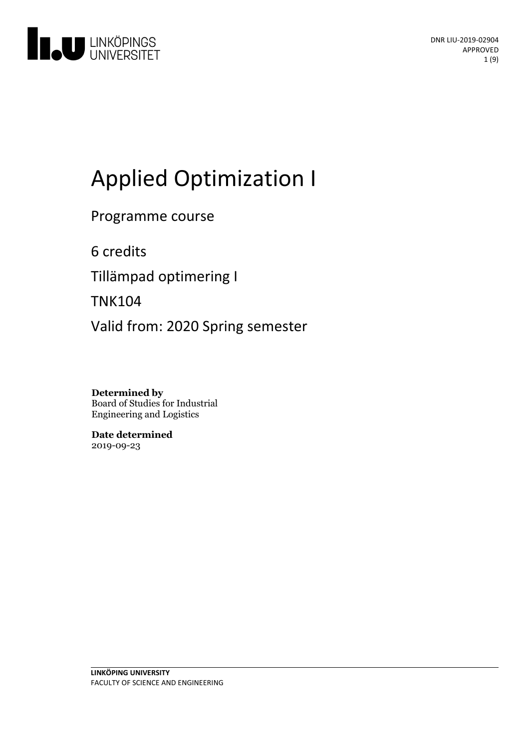DNR LIU-2019-02904
APPROVED

# Applied Optimization I

Programme course

6 credits

Tillämpad optimering I

TNK104

Valid from: 2020 Spring semester

**Determined by**
Board of Studies for Industrial Engineering and Logistics

**Date determined**
2019-09-23

**LINKÖPING UNIVERSITY**
FACULTY OF SCIENCE AND ENGINEERING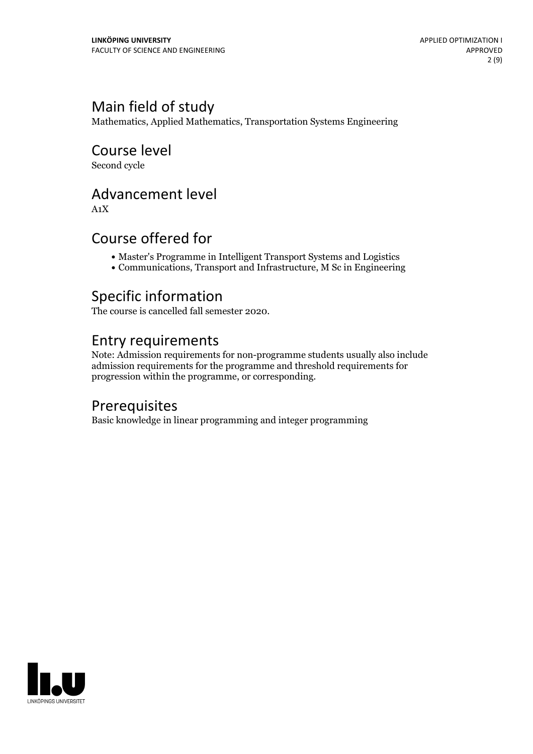## Main field of study

Mathematics, Applied Mathematics, Transportation Systems Engineering

## Course level

Second cycle

## Advancement level

A1X

## Course offered for

- Master's Programme in Intelligent Transport Systems and Logistics
- Communications, Transport and Infrastructure, M Sc in Engineering

## Specific information

The course is cancelled fall semester 2020.

## Entry requirements

Note: Admission requirements for non-programme students usually also include admission requirements for the programme and threshold requirements for progression within the programme, or corresponding.

## Prerequisites

Basic knowledge in linear programming and integer programming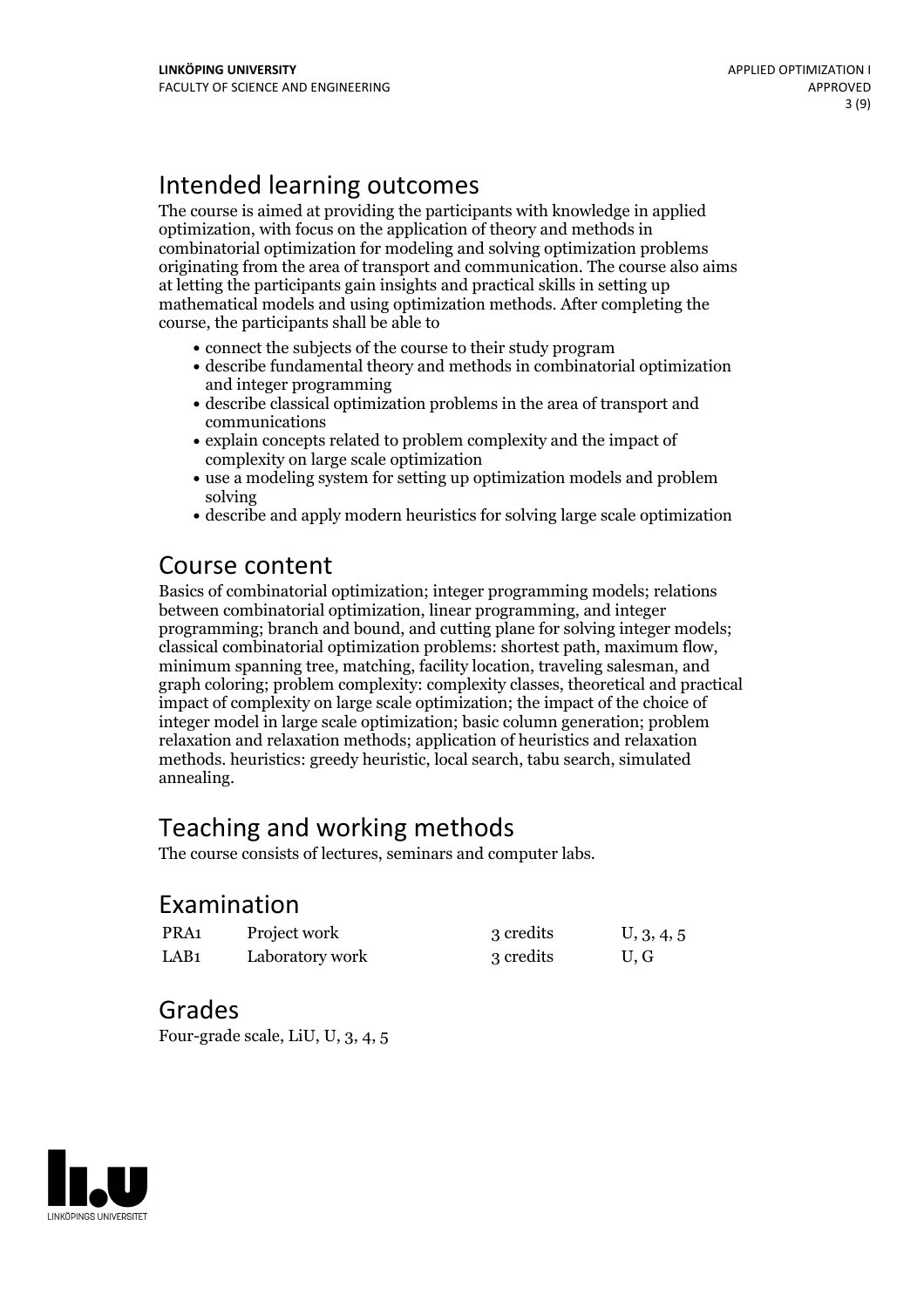## Intended learning outcomes

The course is aimed at providing the participants with knowledge in applied optimization, with focus on the application of theory and methods in combinatorial optimization for modeling and solving optimization problems originating from the area of transport and communication. The course also aims at letting the participants gain insights and practical skills in setting up mathematical models and using optimization methods. After completing the course, the participants shall be able to

- connect the subjects of the course to their study program
- describe fundamental theory and methods in combinatorial optimization and integer programming
- describe classical optimization problems in the area of transport and communications
- explain concepts related to problem complexity and the impact of complexity on large scale optimization
- use a modeling system for setting up optimization models and problem solving
- describe and apply modern heuristics for solving large scale optimization

## Course content

Basics of combinatorial optimization; integer programming models; relations between combinatorial optimization, linear programming, and integer programming; branch and bound, and cutting plane for solving integer models; classical combinatorial optimization problems: shortest path, maximum flow, minimum spanning tree, matching, facility location, traveling salesman, and graph coloring; problem complexity: complexity classes, theoretical and practical impact of complexity on large scale optimization; the impact of the choice of integer model in large scale optimization; basic column generation; problem relaxation and relaxation methods; application of heuristics and relaxation methods. heuristics: greedy heuristic, local search, tabu search, simulated annealing.

## Teaching and working methods

The course consists of lectures, seminars and computer labs.

## Examination

| | | | |
|---|---|---|---|
| PRA1 | Project work | 3 credits | U, 3, 4, 5 |
| LAB1 | Laboratory work | 3 credits | U, G |

## Grades

Four-grade scale, LiU, U, 3, 4, 5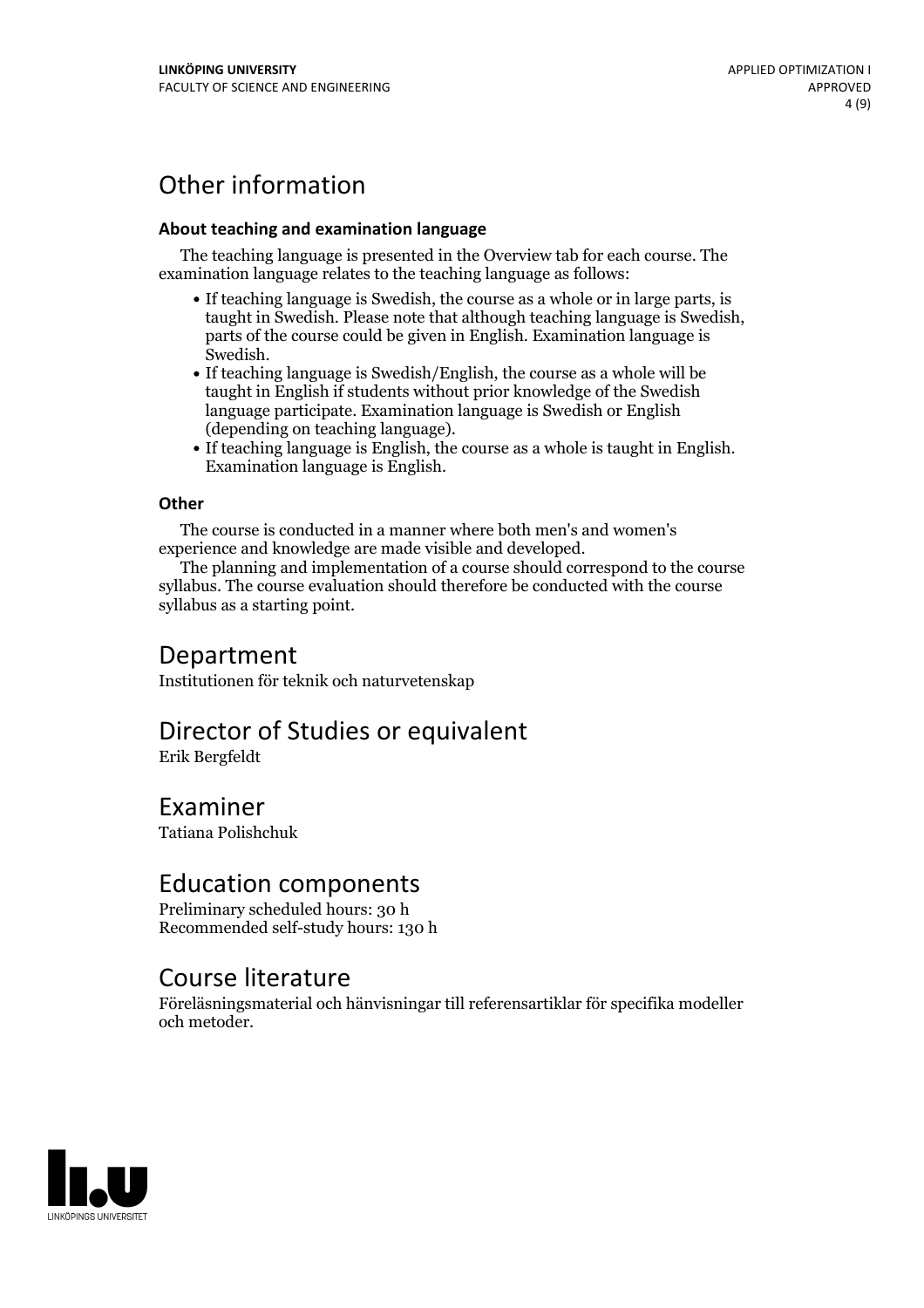# Other information

### About teaching and examination language

The teaching language is presented in the Overview tab for each course. The examination language relates to the teaching language as follows:

- If teaching language is Swedish, the course as a whole or in large parts, is taught in Swedish. Please note that although teaching language is Swedish, parts of the course could be given in English. Examination language is Swedish.
- If teaching language is Swedish/English, the course as a whole will be taught in English if students without prior knowledge of the Swedish language participate. Examination language is Swedish or English (depending on teaching language).
- If teaching language is English, the course as a whole is taught in English. Examination language is English.

### Other

The course is conducted in a manner where both men's and women's experience and knowledge are made visible and developed.

The planning and implementation of a course should correspond to the course syllabus. The course evaluation should therefore be conducted with the course syllabus as a starting point.

# Department

Institutionen för teknik och naturvetenskap

# Director of Studies or equivalent

Erik Bergfeldt

# Examiner

Tatiana Polishchuk

# Education components

Preliminary scheduled hours: 30 h
Recommended self-study hours: 130 h

# Course literature

Föreläsningsmaterial och hänvisningar till referensartiklar för specifika modeller och metoder.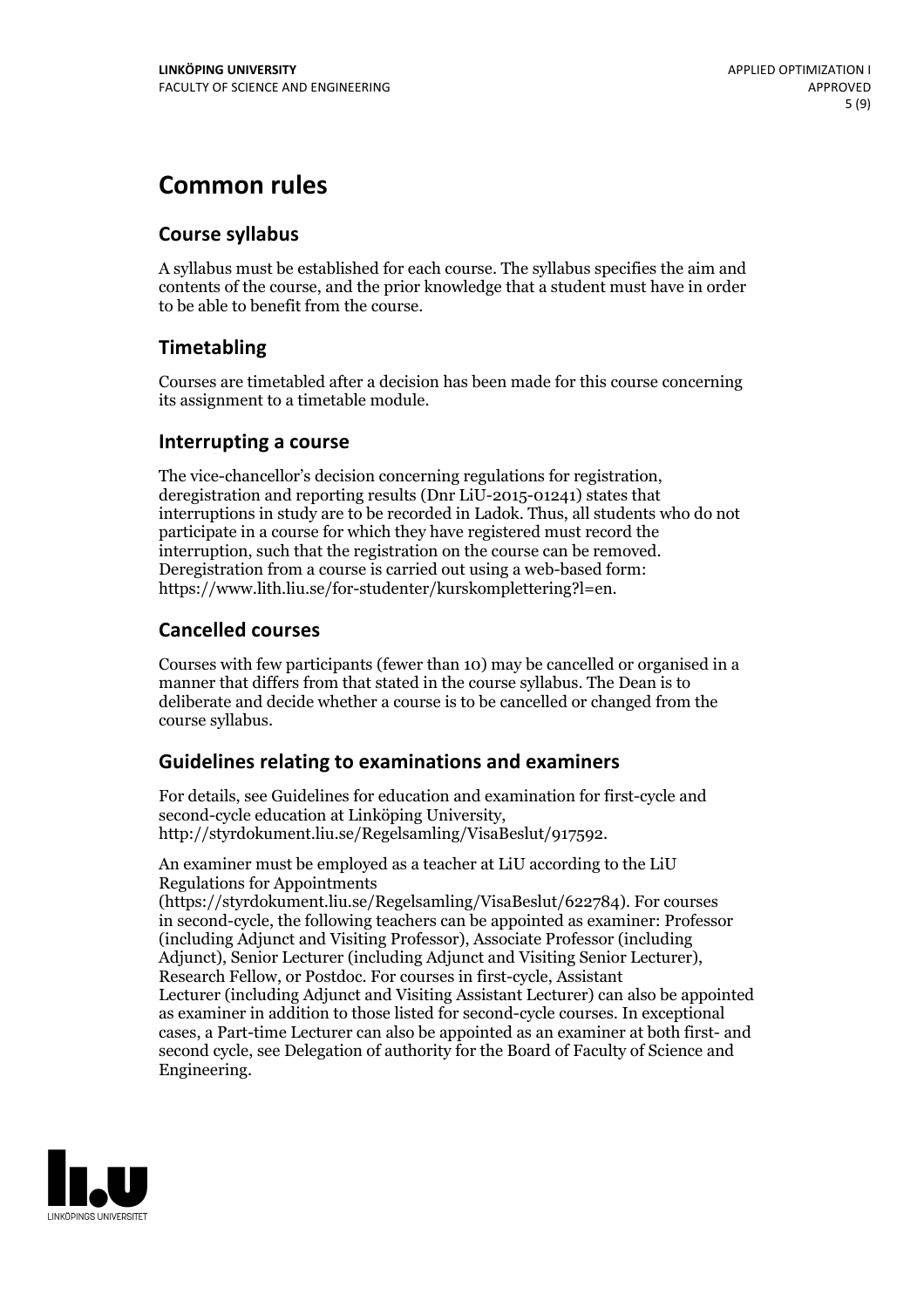# Common rules

## Course syllabus

A syllabus must be established for each course. The syllabus specifies the aim and contents of the course, and the prior knowledge that a student must have in order to be able to benefit from the course.

## Timetabling

Courses are timetabled after a decision has been made for this course concerning its assignment to a timetable module.

## Interrupting a course

The vice-chancellor's decision concerning regulations for registration, deregistration and reporting results (Dnr LiU-2015-01241) states that interruptions in study are to be recorded in Ladok. Thus, all students who do not participate in a course for which they have registered must record the interruption, such that the registration on the course can be removed. Deregistration from a course is carried out using a web-based form: https://www.lith.liu.se/for-studenter/kurskomplettering?l=en.

## Cancelled courses

Courses with few participants (fewer than 10) may be cancelled or organised in a manner that differs from that stated in the course syllabus. The Dean is to deliberate and decide whether a course is to be cancelled or changed from the course syllabus.

## Guidelines relating to examinations and examiners

For details, see Guidelines for education and examination for first-cycle and second-cycle education at Linköping University, http://styrdokument.liu.se/Regelsamling/VisaBeslut/917592.

An examiner must be employed as a teacher at LiU according to the LiU Regulations for Appointments (https://styrdokument.liu.se/Regelsamling/VisaBeslut/622784). For courses in second-cycle, the following teachers can be appointed as examiner: Professor (including Adjunct and Visiting Professor), Associate Professor (including Adjunct), Senior Lecturer (including Adjunct and Visiting Senior Lecturer), Research Fellow, or Postdoc. For courses in first-cycle, Assistant Lecturer (including Adjunct and Visiting Assistant Lecturer) can also be appointed as examiner in addition to those listed for second-cycle courses. In exceptional cases, a Part-time Lecturer can also be appointed as an examiner at both first- and second cycle, see Delegation of authority for the Board of Faculty of Science and Engineering.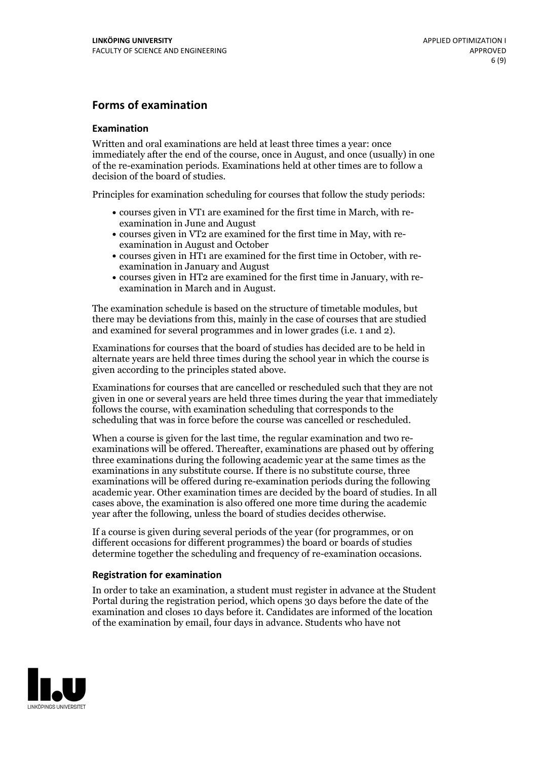## Forms of examination

### Examination

Written and oral examinations are held at least three times a year: once immediately after the end of the course, once in August, and once (usually) in one of the re-examination periods. Examinations held at other times are to follow a decision of the board of studies.

Principles for examination scheduling for courses that follow the study periods:

- courses given in VT1 are examined for the first time in March, with re-examination in June and August
- courses given in VT2 are examined for the first time in May, with re-examination in August and October
- courses given in HT1 are examined for the first time in October, with re-examination in January and August
- courses given in HT2 are examined for the first time in January, with re-examination in March and in August.

The examination schedule is based on the structure of timetable modules, but there may be deviations from this, mainly in the case of courses that are studied and examined for several programmes and in lower grades (i.e. 1 and 2).

Examinations for courses that the board of studies has decided are to be held in alternate years are held three times during the school year in which the course is given according to the principles stated above.

Examinations for courses that are cancelled or rescheduled such that they are not given in one or several years are held three times during the year that immediately follows the course, with examination scheduling that corresponds to the scheduling that was in force before the course was cancelled or rescheduled.

When a course is given for the last time, the regular examination and two re-examinations will be offered. Thereafter, examinations are phased out by offering three examinations during the following academic year at the same times as the examinations in any substitute course. If there is no substitute course, three examinations will be offered during re-examination periods during the following academic year. Other examination times are decided by the board of studies. In all cases above, the examination is also offered one more time during the academic year after the following, unless the board of studies decides otherwise.

If a course is given during several periods of the year (for programmes, or on different occasions for different programmes) the board or boards of studies determine together the scheduling and frequency of re-examination occasions.

### Registration for examination

In order to take an examination, a student must register in advance at the Student Portal during the registration period, which opens 30 days before the date of the examination and closes 10 days before it. Candidates are informed of the location of the examination by email, four days in advance. Students who have not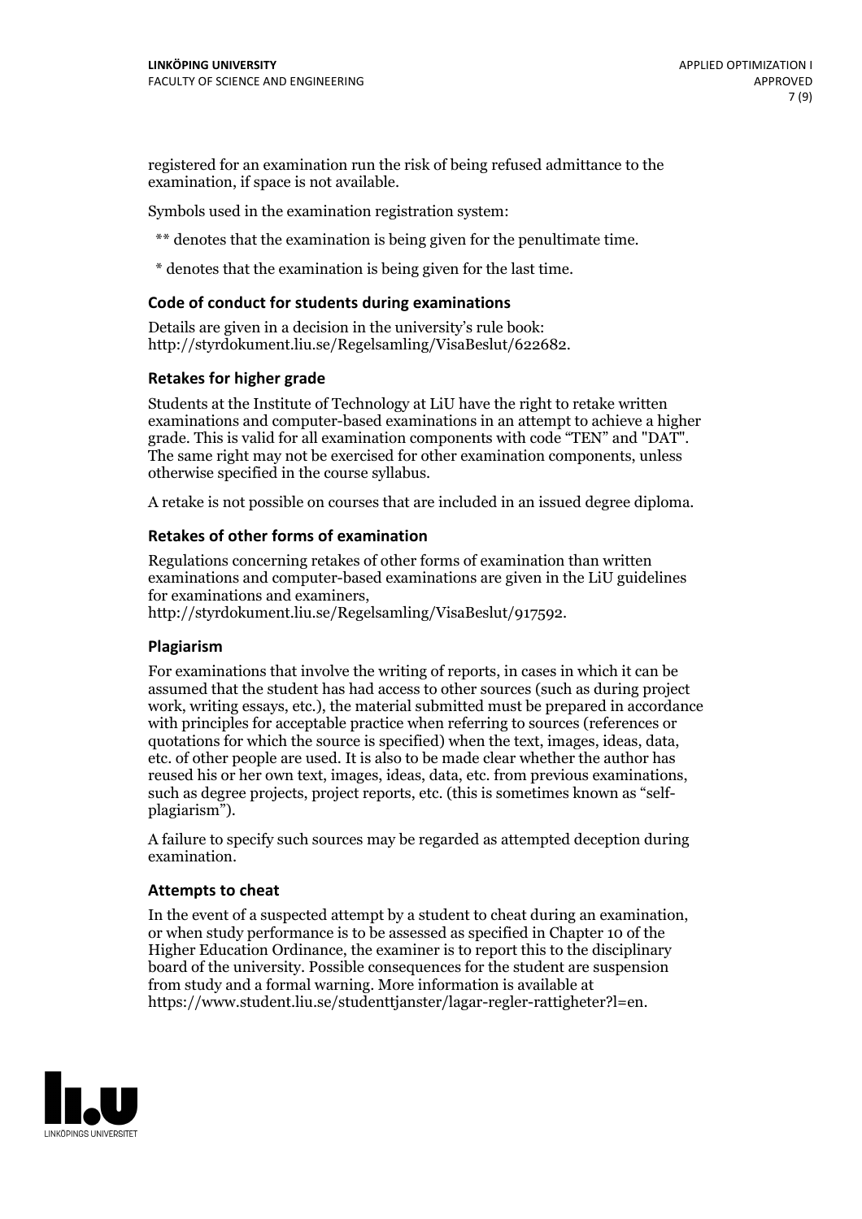registered for an examination run the risk of being refused admittance to the examination, if space is not available.

Symbols used in the examination registration system:

** denotes that the examination is being given for the penultimate time.

* denotes that the examination is being given for the last time.

### Code of conduct for students during examinations

Details are given in a decision in the university's rule book: http://styrdokument.liu.se/Regelsamling/VisaBeslut/622682.

### Retakes for higher grade

Students at the Institute of Technology at LiU have the right to retake written examinations and computer-based examinations in an attempt to achieve a higher grade. This is valid for all examination components with code "TEN" and "DAT". The same right may not be exercised for other examination components, unless otherwise specified in the course syllabus.

A retake is not possible on courses that are included in an issued degree diploma.

### Retakes of other forms of examination

Regulations concerning retakes of other forms of examination than written examinations and computer-based examinations are given in the LiU guidelines for examinations and examiners, http://styrdokument.liu.se/Regelsamling/VisaBeslut/917592.

### Plagiarism

For examinations that involve the writing of reports, in cases in which it can be assumed that the student has had access to other sources (such as during project work, writing essays, etc.), the material submitted must be prepared in accordance with principles for acceptable practice when referring to sources (references or quotations for which the source is specified) when the text, images, ideas, data, etc. of other people are used. It is also to be made clear whether the author has reused his or her own text, images, ideas, data, etc. from previous examinations, such as degree projects, project reports, etc. (this is sometimes known as "self-plagiarism").

A failure to specify such sources may be regarded as attempted deception during examination.

### Attempts to cheat

In the event of a suspected attempt by a student to cheat during an examination, or when study performance is to be assessed as specified in Chapter 10 of the Higher Education Ordinance, the examiner is to report this to the disciplinary board of the university. Possible consequences for the student are suspension from study and a formal warning. More information is available at https://www.student.liu.se/studenttjanster/lagar-regler-rattigheter?l=en.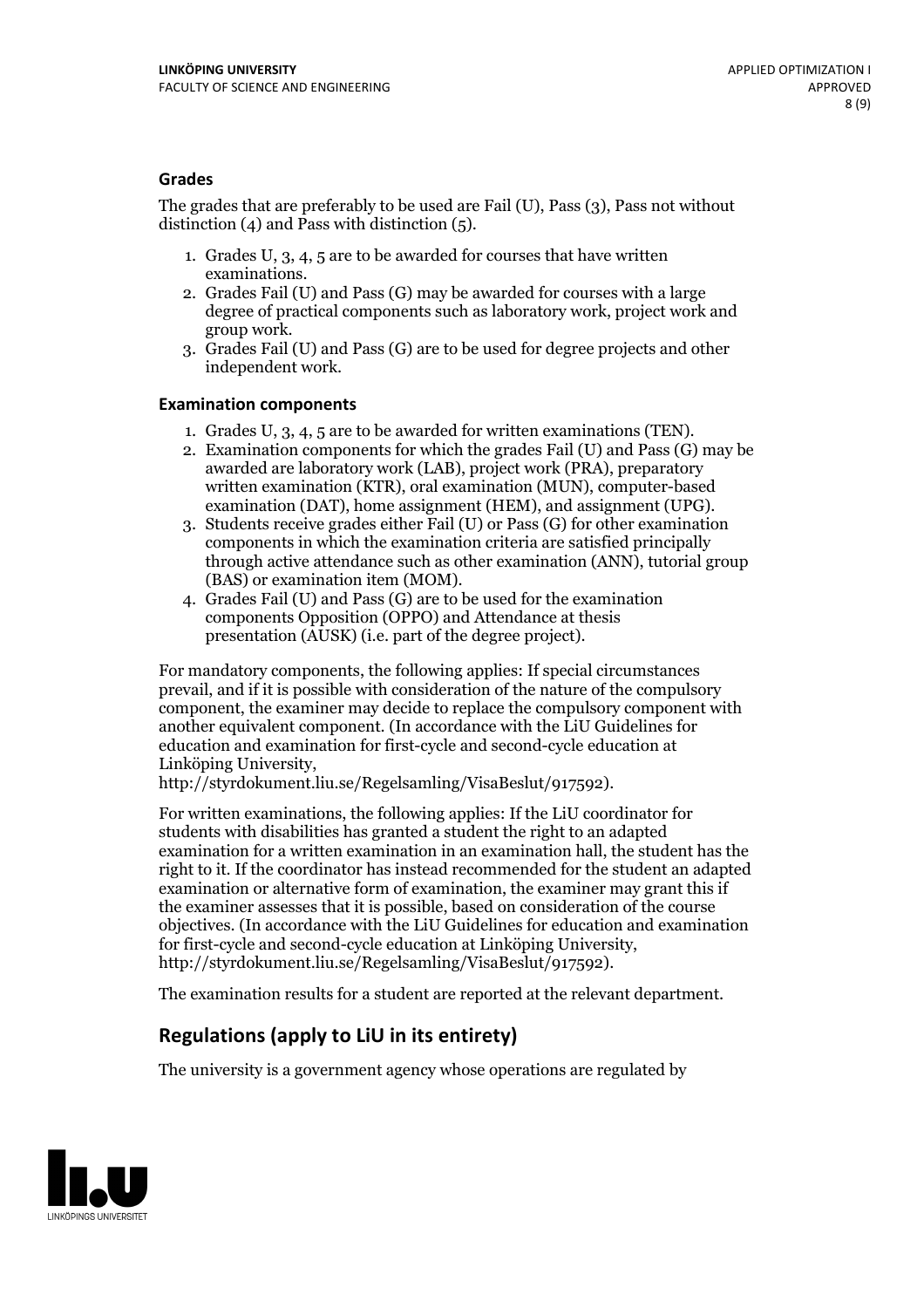### Grades

The grades that are preferably to be used are Fail (U), Pass (3), Pass not without distinction (4) and Pass with distinction (5).

1. Grades U, 3, 4, 5 are to be awarded for courses that have written examinations.
2. Grades Fail (U) and Pass (G) may be awarded for courses with a large degree of practical components such as laboratory work, project work and group work.
3. Grades Fail (U) and Pass (G) are to be used for degree projects and other independent work.

### Examination components

1. Grades U, 3, 4, 5 are to be awarded for written examinations (TEN).
2. Examination components for which the grades Fail (U) and Pass (G) may be awarded are laboratory work (LAB), project work (PRA), preparatory written examination (KTR), oral examination (MUN), computer-based examination (DAT), home assignment (HEM), and assignment (UPG).
3. Students receive grades either Fail (U) or Pass (G) for other examination components in which the examination criteria are satisfied principally through active attendance such as other examination (ANN), tutorial group (BAS) or examination item (MOM).
4. Grades Fail (U) and Pass (G) are to be used for the examination components Opposition (OPPO) and Attendance at thesis presentation (AUSK) (i.e. part of the degree project).

For mandatory components, the following applies: If special circumstances prevail, and if it is possible with consideration of the nature of the compulsory component, the examiner may decide to replace the compulsory component with another equivalent component. (In accordance with the LiU Guidelines for education and examination for first-cycle and second-cycle education at Linköping University, http://styrdokument.liu.se/Regelsamling/VisaBeslut/917592).

For written examinations, the following applies: If the LiU coordinator for students with disabilities has granted a student the right to an adapted examination for a written examination in an examination hall, the student has the right to it. If the coordinator has instead recommended for the student an adapted examination or alternative form of examination, the examiner may grant this if the examiner assesses that it is possible, based on consideration of the course objectives. (In accordance with the LiU Guidelines for education and examination for first-cycle and second-cycle education at Linköping University, http://styrdokument.liu.se/Regelsamling/VisaBeslut/917592).

The examination results for a student are reported at the relevant department.

## Regulations (apply to LiU in its entirety)

The university is a government agency whose operations are regulated by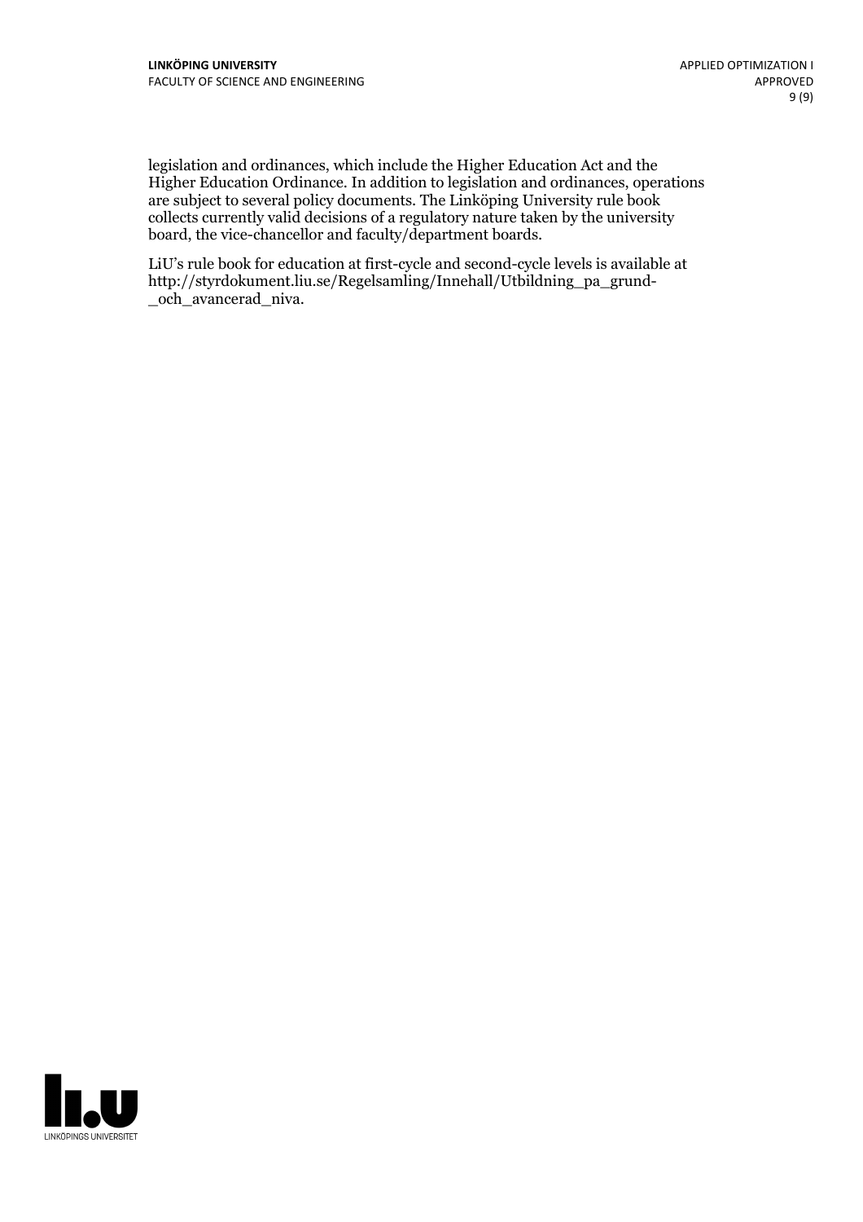legislation and ordinances, which include the Higher Education Act and the Higher Education Ordinance. In addition to legislation and ordinances, operations are subject to several policy documents. The Linköping University rule book collects currently valid decisions of a regulatory nature taken by the university board, the vice-chancellor and faculty/department boards.

LiU's rule book for education at first-cycle and second-cycle levels is available at http://styrdokument.liu.se/Regelsamling/Innehall/Utbildning_pa_grund-_och_avancerad_niva.